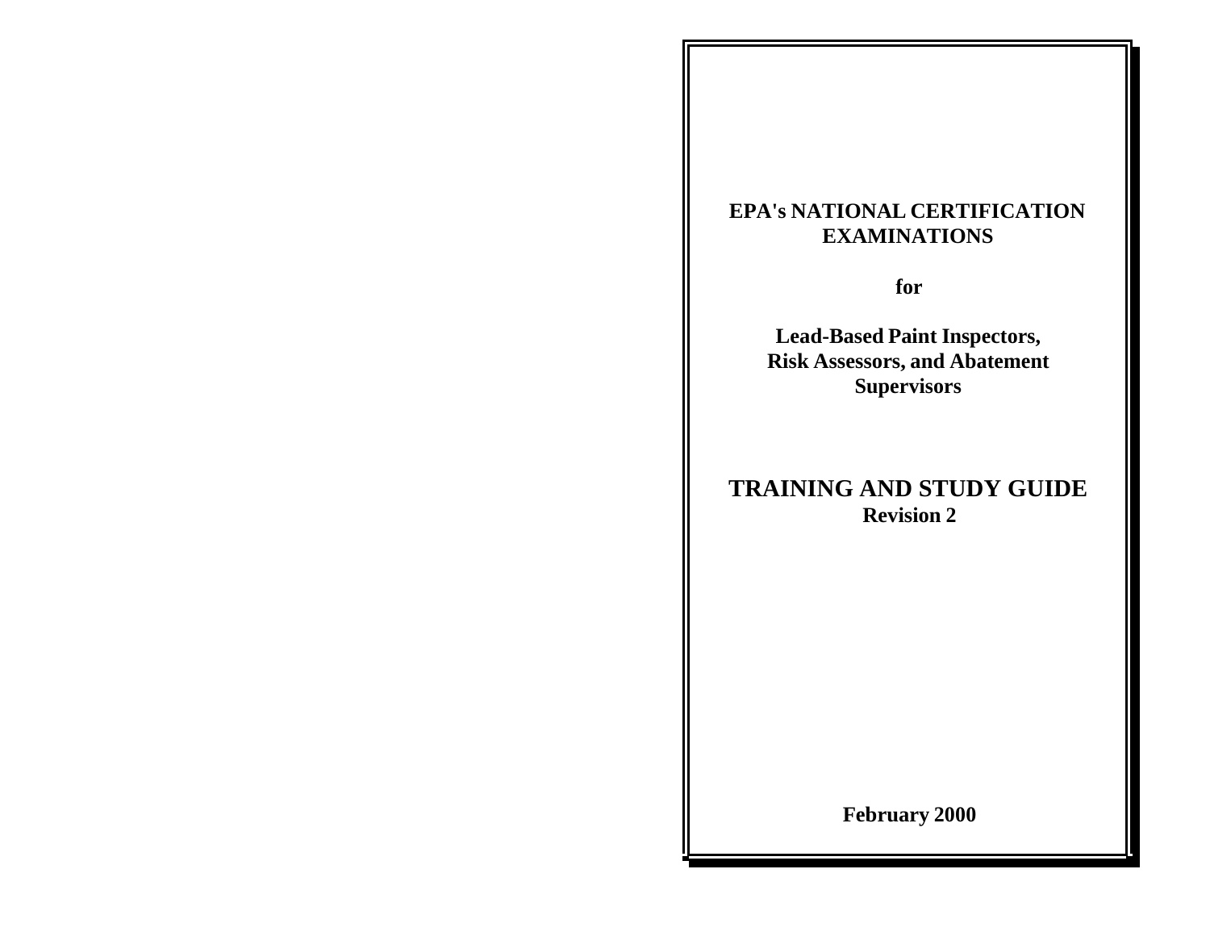# EPA's NATIONAL CERTIFICATION EXAMINATIONS

**for**

**Lead-Based Paint Inspectors, Risk Assessors, and Abatement Supervisors**

# TRAINING AND STUDY GUIDE

**Revision 2**

**February 2000**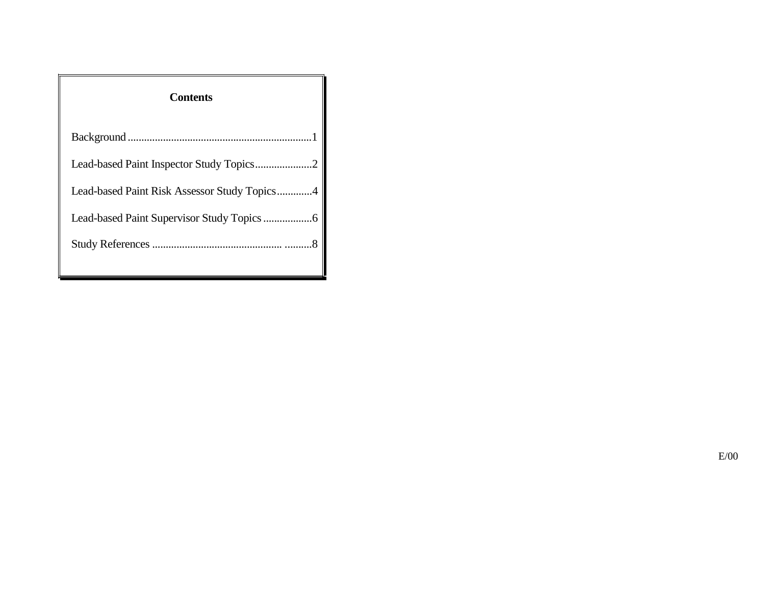## Contents

Background....................................................................1

Lead-based Paint Inspector Study Topics.....................2

Lead-based Paint Risk Assessor Study Topics.............4

Lead-based Paint Supervisor Study Topics..................6

Study References .............................................. ..........8

E/00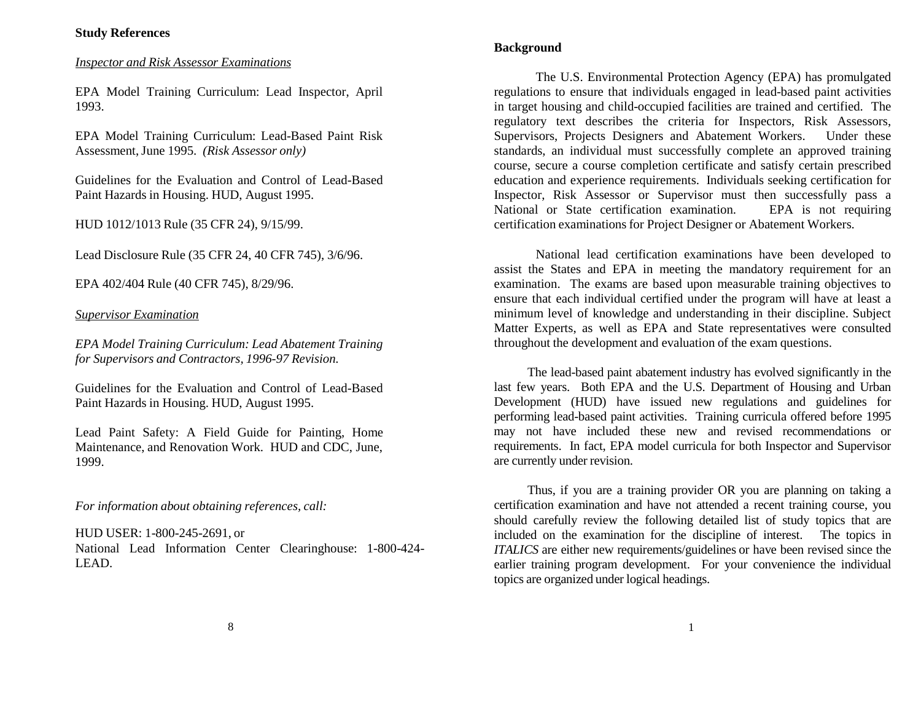## Study References

*Inspector and Risk Assessor Examinations*

EPA Model Training Curriculum: Lead Inspector, April 1993.

EPA Model Training Curriculum: Lead-Based Paint Risk Assessment, June 1995. *(Risk Assessor only)*

Guidelines for the Evaluation and Control of Lead-Based Paint Hazards in Housing. HUD, August 1995.

HUD 1012/1013 Rule (35 CFR 24), 9/15/99.

Lead Disclosure Rule (35 CFR 24, 40 CFR 745), 3/6/96.

EPA 402/404 Rule (40 CFR 745), 8/29/96.

*Supervisor Examination*

*EPA Model Training Curriculum: Lead Abatement Training for Supervisors and Contractors, 1996-97 Revision.*

Guidelines for the Evaluation and Control of Lead-Based Paint Hazards in Housing. HUD, August 1995.

Lead Paint Safety: A Field Guide for Painting, Home Maintenance, and Renovation Work. HUD and CDC, June, 1999.

*For information about obtaining references, call:*

HUD USER: 1-800-245-2691, or
National Lead Information Center Clearinghouse: 1-800-424-LEAD.

## Background

The U.S. Environmental Protection Agency (EPA) has promulgated regulations to ensure that individuals engaged in lead-based paint activities in target housing and child-occupied facilities are trained and certified. The regulatory text describes the criteria for Inspectors, Risk Assessors, Supervisors, Projects Designers and Abatement Workers. Under these standards, an individual must successfully complete an approved training course, secure a course completion certificate and satisfy certain prescribed education and experience requirements. Individuals seeking certification for Inspector, Risk Assessor or Supervisor must then successfully pass a National or State certification examination. EPA is not requiring certification examinations for Project Designer or Abatement Workers.

National lead certification examinations have been developed to assist the States and EPA in meeting the mandatory requirement for an examination. The exams are based upon measurable training objectives to ensure that each individual certified under the program will have at least a minimum level of knowledge and understanding in their discipline. Subject Matter Experts, as well as EPA and State representatives were consulted throughout the development and evaluation of the exam questions.

The lead-based paint abatement industry has evolved significantly in the last few years. Both EPA and the U.S. Department of Housing and Urban Development (HUD) have issued new regulations and guidelines for performing lead-based paint activities. Training curricula offered before 1995 may not have included these new and revised recommendations or requirements. In fact, EPA model curricula for both Inspector and Supervisor are currently under revision.

Thus, if you are a training provider OR you are planning on taking a certification examination and have not attended a recent training course, you should carefully review the following detailed list of study topics that are included on the examination for the discipline of interest. The topics in *ITALICS* are either new requirements/guidelines or have been revised since the earlier training program development. For your convenience the individual topics are organized under logical headings.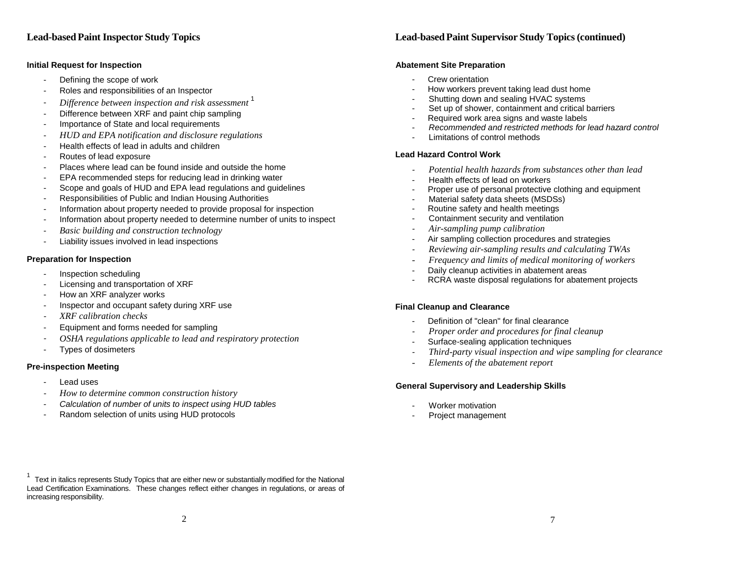## Lead-based Paint Inspector Study Topics

**Initial Request for Inspection**

- Defining the scope of work
- Roles and responsibilities of an Inspector
- *Difference between inspection and risk assessment* [1]
- Difference between XRF and paint chip sampling
- Importance of State and local requirements
- *HUD and EPA notification and disclosure regulations*
- Health effects of lead in adults and children
- Routes of lead exposure
- Places where lead can be found inside and outside the home
- EPA recommended steps for reducing lead in drinking water
- Scope and goals of HUD and EPA lead regulations and guidelines
- Responsibilities of Public and Indian Housing Authorities
- Information about property needed to provide proposal for inspection
- Information about property needed to determine number of units to inspect
- *Basic building and construction technology*
- Liability issues involved in lead inspections

**Preparation for Inspection**

- Inspection scheduling
- Licensing and transportation of XRF
- How an XRF analyzer works
- Inspector and occupant safety during XRF use
- *XRF calibration checks*
- Equipment and forms needed for sampling
- *OSHA regulations applicable to lead and respiratory protection*
- Types of dosimeters

**Pre-inspection Meeting**

- Lead uses
- *How to determine common construction history*
- *Calculation of number of units to inspect using HUD tables*
- Random selection of units using HUD protocols

[1] Text in italics represents Study Topics that are either new or substantially modified for the National Lead Certification Examinations. These changes reflect either changes in regulations, or areas of increasing responsibility.

## Lead-based Paint Supervisor Study Topics (continued)

**Abatement Site Preparation**

- Crew orientation
- How workers prevent taking lead dust home
- Shutting down and sealing HVAC systems
- Set up of shower, containment and critical barriers
- Required work area signs and waste labels
- *Recommended and restricted methods for lead hazard control*
- Limitations of control methods

**Lead Hazard Control Work**

- *Potential health hazards from substances other than lead*
- Health effects of lead on workers
- Proper use of personal protective clothing and equipment
- Material safety data sheets (MSDSs)
- Routine safety and health meetings
- Containment security and ventilation
- *Air-sampling pump calibration*
- Air sampling collection procedures and strategies
- *Reviewing air-sampling results and calculating TWAs*
- *Frequency and limits of medical monitoring of workers*
- Daily cleanup activities in abatement areas
- RCRA waste disposal regulations for abatement projects

**Final Cleanup and Clearance**

- Definition of "clean" for final clearance
- *Proper order and procedures for final cleanup*
- Surface-sealing application techniques
- *Third-party visual inspection and wipe sampling for clearance*
- *Elements of the abatement report*

**General Supervisory and Leadership Skills**

- Worker motivation
- Project management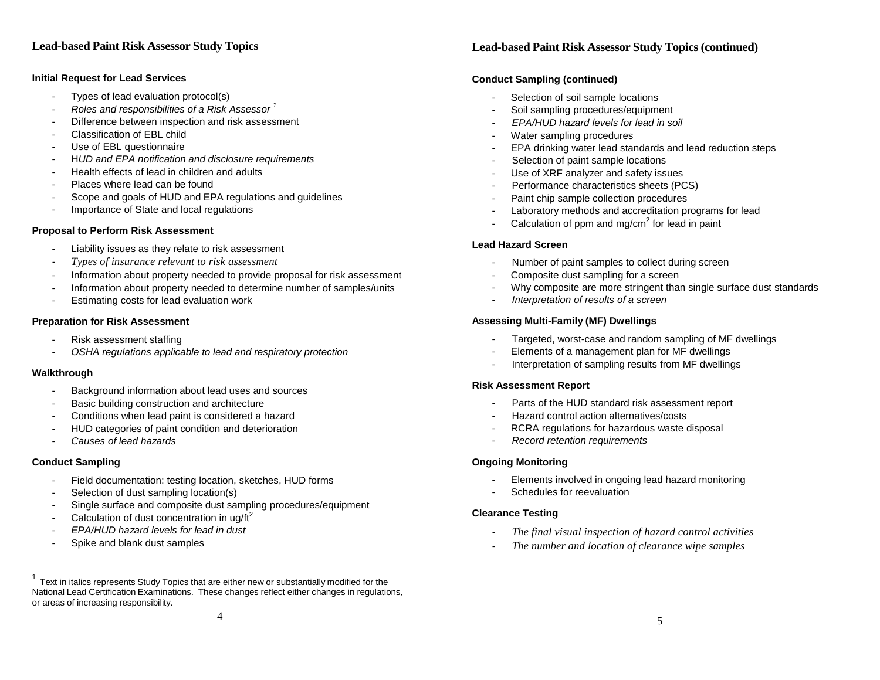## Lead-based Paint Risk Assessor Study Topics

### Initial Request for Lead Services

- Types of lead evaluation protocol(s)
- *Roles and responsibilities of a Risk Assessor* [1]
- Difference between inspection and risk assessment
- Classification of EBL child
- Use of EBL questionnaire
- *HUD and EPA notification and disclosure requirements*
- Health effects of lead in children and adults
- Places where lead can be found
- Scope and goals of HUD and EPA regulations and guidelines
- Importance of State and local regulations

### Proposal to Perform Risk Assessment

- Liability issues as they relate to risk assessment
- *Types of insurance relevant to risk assessment*
- Information about property needed to provide proposal for risk assessment
- Information about property needed to determine number of samples/units
- Estimating costs for lead evaluation work

### Preparation for Risk Assessment

- Risk assessment staffing
- *OSHA regulations applicable to lead and respiratory protection*

### Walkthrough

- Background information about lead uses and sources
- Basic building construction and architecture
- Conditions when lead paint is considered a hazard
- HUD categories of paint condition and deterioration
- *Causes of lead hazards*

### Conduct Sampling

- Field documentation: testing location, sketches, HUD forms
- Selection of dust sampling location(s)
- Single surface and composite dust sampling procedures/equipment
- Calculation of dust concentration in ug/ft$^2$
- *EPA/HUD hazard levels for lead in dust*
- Spike and blank dust samples

[1] Text in italics represents Study Topics that are either new or substantially modified for the National Lead Certification Examinations. These changes reflect either changes in regulations, or areas of increasing responsibility.

## Lead-based Paint Risk Assessor Study Topics (continued)

### Conduct Sampling (continued)

- Selection of soil sample locations
- Soil sampling procedures/equipment
- *EPA/HUD hazard levels for lead in soil*
- Water sampling procedures
- EPA drinking water lead standards and lead reduction steps
- Selection of paint sample locations
- Use of XRF analyzer and safety issues
- Performance characteristics sheets (PCS)
- Paint chip sample collection procedures
- Laboratory methods and accreditation programs for lead
- Calculation of ppm and mg/cm$^2$ for lead in paint

### Lead Hazard Screen

- Number of paint samples to collect during screen
- Composite dust sampling for a screen
- Why composite are more stringent than single surface dust standards
- *Interpretation of results of a screen*

### Assessing Multi-Family (MF) Dwellings

- Targeted, worst-case and random sampling of MF dwellings
- Elements of a management plan for MF dwellings
- Interpretation of sampling results from MF dwellings

### Risk Assessment Report

- Parts of the HUD standard risk assessment report
- Hazard control action alternatives/costs
- RCRA regulations for hazardous waste disposal
- *Record retention requirements*

### Ongoing Monitoring

- Elements involved in ongoing lead hazard monitoring
- Schedules for reevaluation

### Clearance Testing

- *The final visual inspection of hazard control activities*
- *The number and location of clearance wipe samples*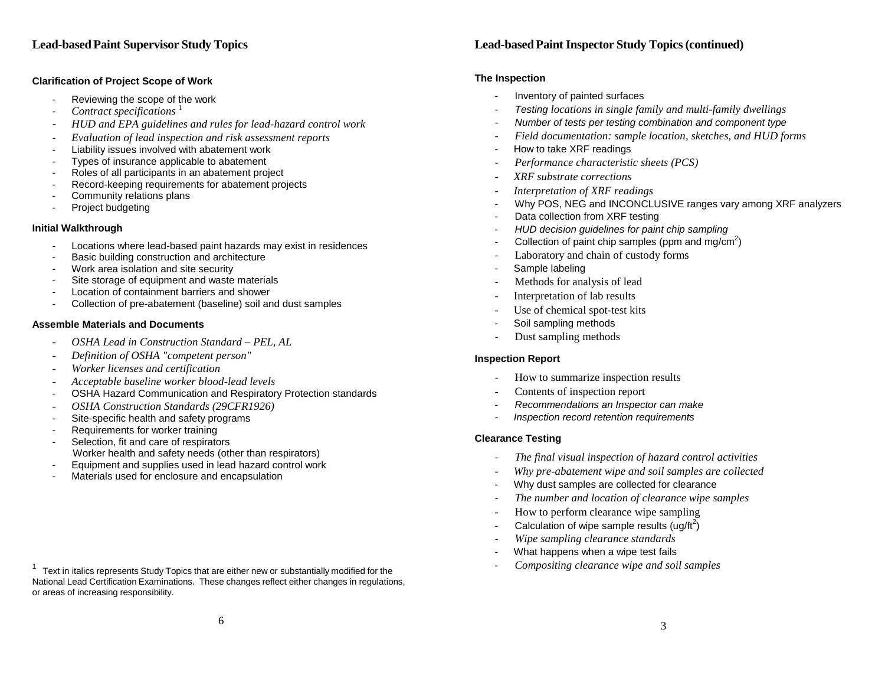## Lead-based Paint Supervisor Study Topics

### Clarification of Project Scope of Work

- Reviewing the scope of the work
- *Contract specifications* [1]
- *HUD and EPA guidelines and rules for lead-hazard control work*
- *Evaluation of lead inspection and risk assessment reports*
- Liability issues involved with abatement work
- Types of insurance applicable to abatement
- Roles of all participants in an abatement project
- Record-keeping requirements for abatement projects
- Community relations plans
- Project budgeting

### Initial Walkthrough

- Locations where lead-based paint hazards may exist in residences
- Basic building construction and architecture
- Work area isolation and site security
- Site storage of equipment and waste materials
- Location of containment barriers and shower
- Collection of pre-abatement (baseline) soil and dust samples

### Assemble Materials and Documents

- *OSHA Lead in Construction Standard – PEL, AL*
- *Definition of OSHA "competent person"*
- *Worker licenses and certification*
- *Acceptable baseline worker blood-lead levels*
- OSHA Hazard Communication and Respiratory Protection standards
- *OSHA Construction Standards (29CFR1926)*
- Site-specific health and safety programs
- Requirements for worker training
- Selection, fit and care of respirators
- Worker health and safety needs (other than respirators)
- Equipment and supplies used in lead hazard control work
- Materials used for enclosure and encapsulation

[1] Text in italics represents Study Topics that are either new or substantially modified for the National Lead Certification Examinations. These changes reflect either changes in regulations, or areas of increasing responsibility.

## Lead-based Paint Inspector Study Topics (continued)

### The Inspection

- Inventory of painted surfaces
- *Testing locations in single family and multi-family dwellings*
- *Number of tests per testing combination and component type*
- *Field documentation: sample location, sketches, and HUD forms*
- How to take XRF readings
- *Performance characteristic sheets (PCS)*
- *XRF substrate corrections*
- *Interpretation of XRF readings*
- Why POS, NEG and INCONCLUSIVE ranges vary among XRF analyzers
- Data collection from XRF testing
- *HUD decision guidelines for paint chip sampling*
- Collection of paint chip samples (ppm and $mg/cm^2$)
- Laboratory and chain of custody forms
- Sample labeling
- Methods for analysis of lead
- Interpretation of lab results
- Use of chemical spot-test kits
- Soil sampling methods
- Dust sampling methods

### Inspection Report

- How to summarize inspection results
- Contents of inspection report
- *Recommendations an Inspector can make*
- *Inspection record retention requirements*

### Clearance Testing

- *The final visual inspection of hazard control activities*
- *Why pre-abatement wipe and soil samples are collected*
- Why dust samples are collected for clearance
- *The number and location of clearance wipe samples*
- How to perform clearance wipe sampling
- Calculation of wipe sample results ($ug/ft^2$)
- *Wipe sampling clearance standards*
- What happens when a wipe test fails
- *Compositing clearance wipe and soil samples*